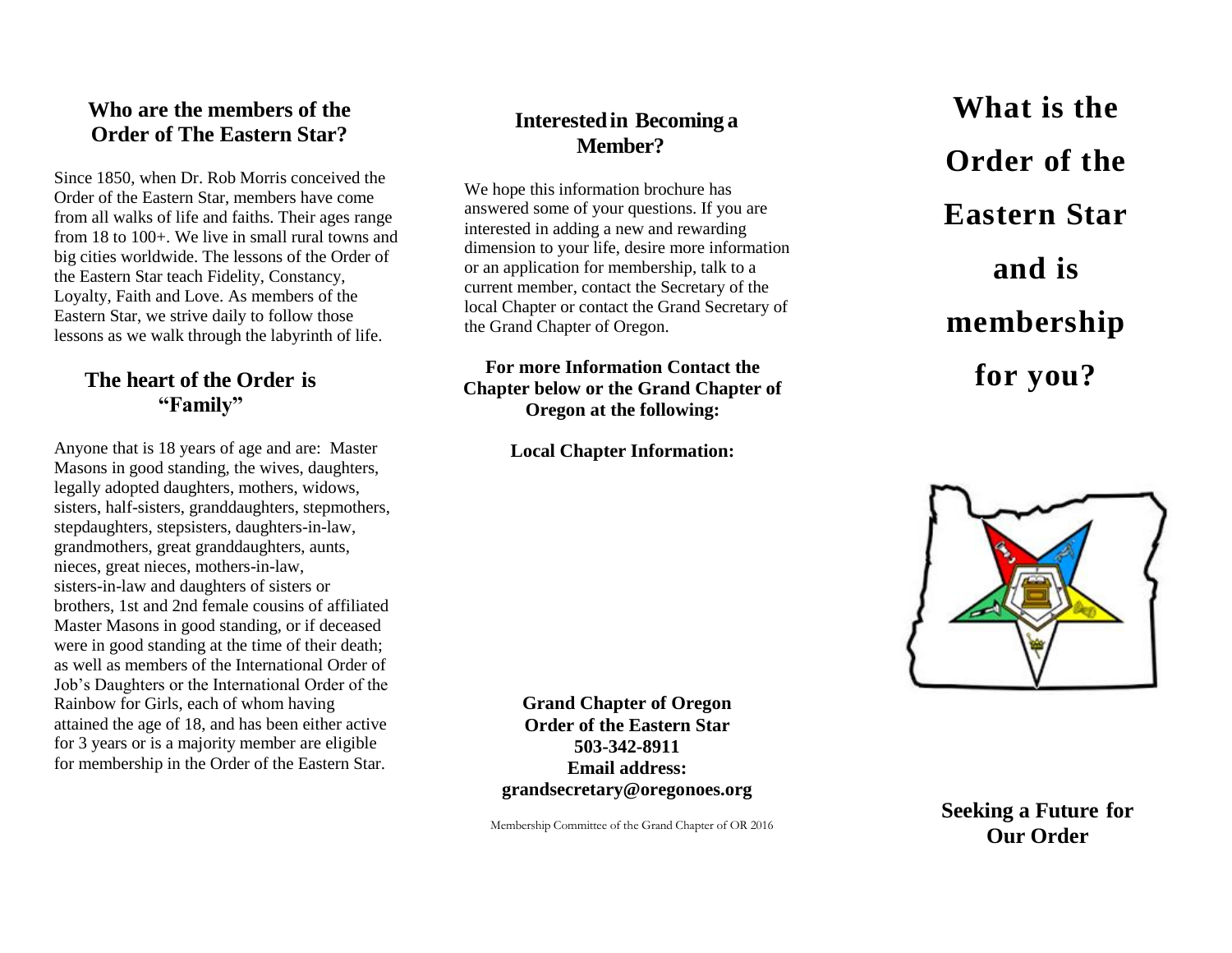## Who are the members of the Order of The Eastern Star?

Since 1850, when Dr. Rob Morris conceived the Order of the Eastern Star, members have come from all walks of life and faiths. Their ages range from 18 to 100+. We live in small rural towns and big cities worldwide. The lessons of the Order of the Eastern Star teach Fidelity, Constancy, Loyalty, Faith and Love. As members of the Eastern Star, we strive daily to follow those lessons as we walk through the labyrinth of life.

## The heart of the Order is "Family"

Anyone that is 18 years of age and are: Master Masons in good standing, the wives, daughters, legally adopted daughters, mothers, widows, sisters, half-sisters, granddaughters, stepmothers, stepdaughters, stepsisters, daughters-in-law, grandmothers, great granddaughters, aunts, nieces, great nieces, mothers-in-law, sisters-in-law and daughters of sisters or brothers, 1st and 2nd female cousins of affiliated Master Masons in good standing, or if deceased were in good standing at the time of their death; as well as members of the International Order of Job's Daughters or the International Order of the Rainbow for Girls, each of whom having attained the age of 18, and has been either active for 3 years or is a majority member are eligible for membership in the Order of the Eastern Star.

## Interested in Becoming a Member?

We hope this information brochure has answered some of your questions. If you are interested in adding a new and rewarding dimension to your life, desire more information or an application for membership, talk to a current member, contact the Secretary of the local Chapter or contact the Grand Secretary of the Grand Chapter of Oregon.

**For more Information Contact the Chapter below or the Grand Chapter of Oregon at the following:**

**Local Chapter Information:**

**Grand Chapter of Oregon**
**Order of the Eastern Star**
**503-342-8911**
**Email address:**
**grandsecretary@oregonoes.org**

Membership Committee of the Grand Chapter of OR 2016

# What is the Order of the Eastern Star and is membership for you?

**Seeking a Future for Our Order**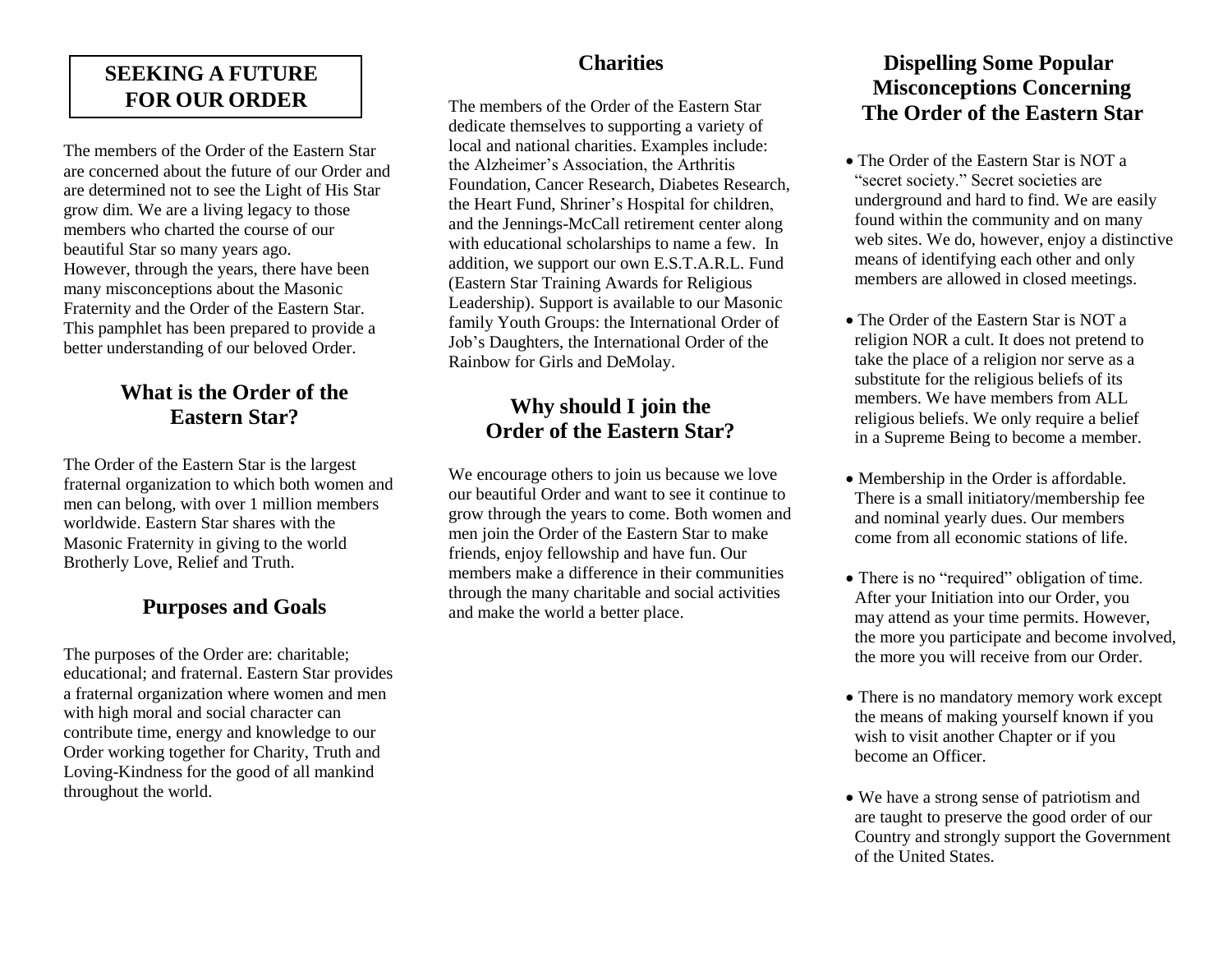## SEEKING A FUTURE FOR OUR ORDER

The members of the Order of the Eastern Star are concerned about the future of our Order and are determined not to see the Light of His Star grow dim. We are a living legacy to those members who charted the course of our beautiful Star so many years ago.
However, through the years, there have been many misconceptions about the Masonic Fraternity and the Order of the Eastern Star. This pamphlet has been prepared to provide a better understanding of our beloved Order.

## What is the Order of the Eastern Star?

The Order of the Eastern Star is the largest fraternal organization to which both women and men can belong, with over 1 million members worldwide. Eastern Star shares with the Masonic Fraternity in giving to the world Brotherly Love, Relief and Truth.

## Purposes and Goals

The purposes of the Order are: charitable; educational; and fraternal. Eastern Star provides a fraternal organization where women and men with high moral and social character can contribute time, energy and knowledge to our Order working together for Charity, Truth and Loving-Kindness for the good of all mankind throughout the world.

## Charities

The members of the Order of the Eastern Star dedicate themselves to supporting a variety of local and national charities. Examples include: the Alzheimer's Association, the Arthritis Foundation, Cancer Research, Diabetes Research, the Heart Fund, Shriner's Hospital for children, and the Jennings-McCall retirement center along with educational scholarships to name a few. In addition, we support our own E.S.T.A.R.L. Fund (Eastern Star Training Awards for Religious Leadership). Support is available to our Masonic family Youth Groups: the International Order of Job's Daughters, the International Order of the Rainbow for Girls and DeMolay.

## Why should I join the Order of the Eastern Star?

We encourage others to join us because we love our beautiful Order and want to see it continue to grow through the years to come. Both women and men join the Order of the Eastern Star to make friends, enjoy fellowship and have fun. Our members make a difference in their communities through the many charitable and social activities and make the world a better place.

## Dispelling Some Popular Misconceptions Concerning The Order of the Eastern Star

- The Order of the Eastern Star is NOT a "secret society." Secret societies are underground and hard to find. We are easily found within the community and on many web sites. We do, however, enjoy a distinctive means of identifying each other and only members are allowed in closed meetings.
- The Order of the Eastern Star is NOT a religion NOR a cult. It does not pretend to take the place of a religion nor serve as a substitute for the religious beliefs of its members. We have members from ALL religious beliefs. We only require a belief in a Supreme Being to become a member.
- Membership in the Order is affordable. There is a small initiatory/membership fee and nominal yearly dues. Our members come from all economic stations of life.
- There is no "required" obligation of time. After your Initiation into our Order, you may attend as your time permits. However, the more you participate and become involved, the more you will receive from our Order.
- There is no mandatory memory work except the means of making yourself known if you wish to visit another Chapter or if you become an Officer.
- We have a strong sense of patriotism and are taught to preserve the good order of our Country and strongly support the Government of the United States.